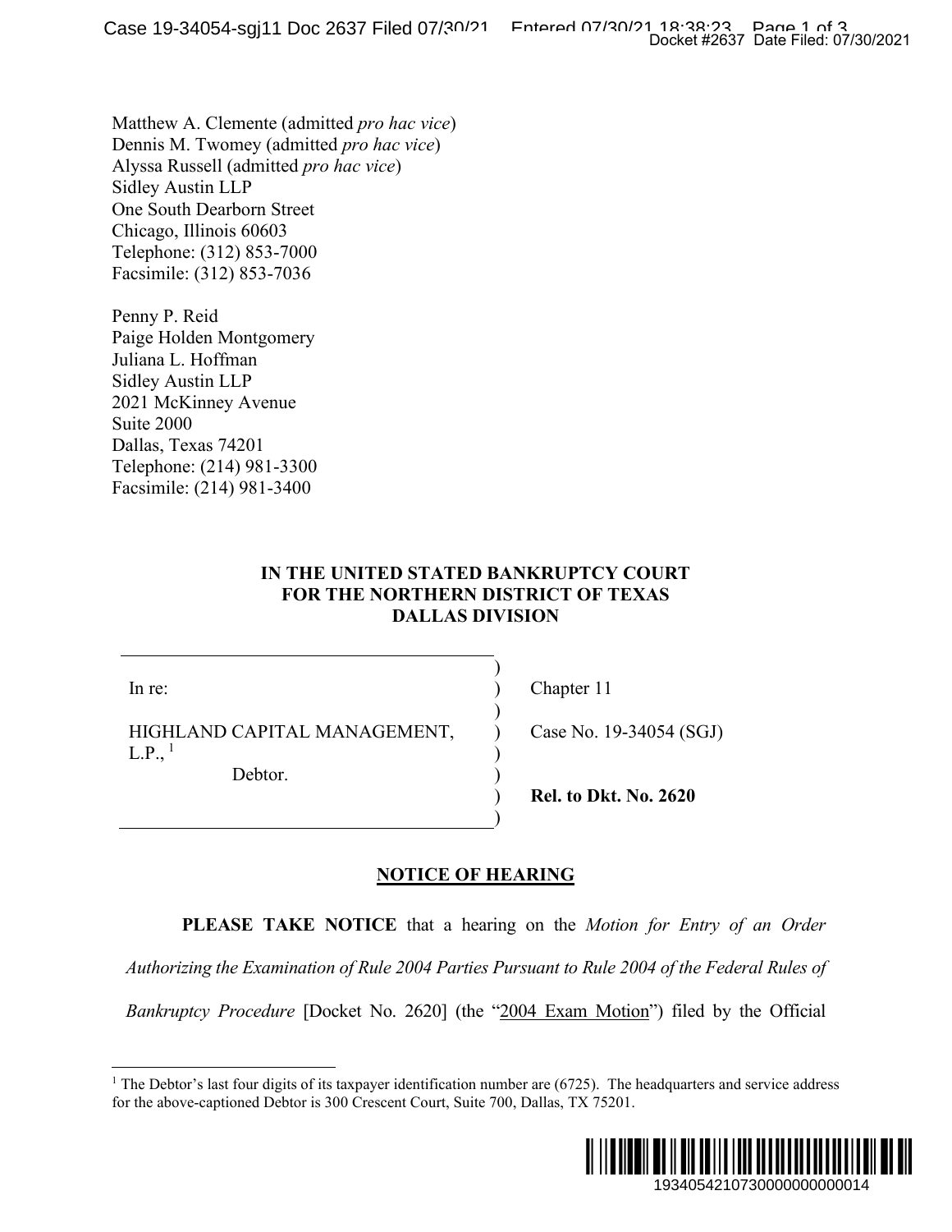Matthew A. Clemente (admitted *pro hac vice*)
Dennis M. Twomey (admitted *pro hac vice*)
Alyssa Russell (admitted *pro hac vice*)
Sidley Austin LLP
One South Dearborn Street
Chicago, Illinois 60603
Telephone: (312) 853-7000
Facsimile: (312) 853-7036

Penny P. Reid
Paige Holden Montgomery
Juliana L. Hoffman
Sidley Austin LLP
2021 McKinney Avenue
Suite 2000
Dallas, Texas 74201
Telephone: (214) 981-3300
Facsimile: (214) 981-3400

**IN THE UNITED STATED BANKRUPTCY COURT**
**FOR THE NORTHERN DISTRICT OF TEXAS**
**DALLAS DIVISION**

| | |
|---|---|
| In re: | Chapter 11 |
| HIGHLAND CAPITAL MANAGEMENT, L.P.,[1] Debtor. | Case No. 19-34054 (SGJ) |
| | **Rel. to Dkt. No. 2620** |

## NOTICE OF HEARING

**PLEASE TAKE NOTICE** that a hearing on the *Motion for Entry of an Order Authorizing the Examination of Rule 2004 Parties Pursuant to Rule 2004 of the Federal Rules of Bankruptcy Procedure* [Docket No. 2620] (the "2004 Exam Motion") filed by the Official

---

[1] The Debtor's last four digits of its taxpayer identification number are (6725). The headquarters and service address for the above-captioned Debtor is 300 Crescent Court, Suite 700, Dallas, TX 75201.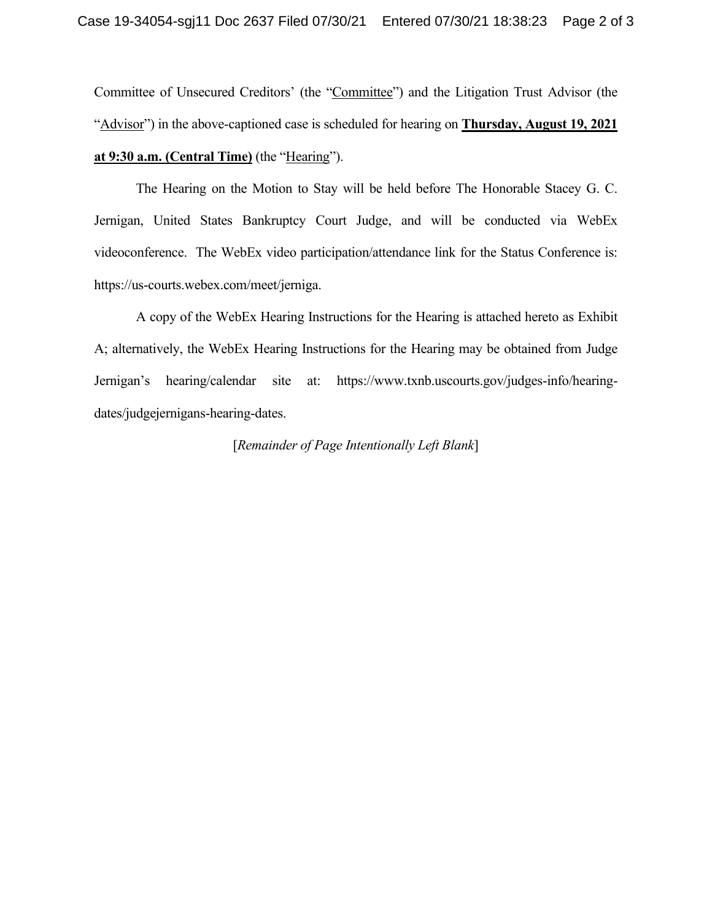Committee of Unsecured Creditors' (the "Committee") and the Litigation Trust Advisor (the "Advisor") in the above-captioned case is scheduled for hearing on **Thursday, August 19, 2021 at 9:30 a.m. (Central Time)** (the "Hearing").

The Hearing on the Motion to Stay will be held before The Honorable Stacey G. C. Jernigan, United States Bankruptcy Court Judge, and will be conducted via WebEx videoconference. The WebEx video participation/attendance link for the Status Conference is: https://us-courts.webex.com/meet/jerniga.

A copy of the WebEx Hearing Instructions for the Hearing is attached hereto as Exhibit A; alternatively, the WebEx Hearing Instructions for the Hearing may be obtained from Judge Jernigan's hearing/calendar site at: https://www.txnb.uscourts.gov/judges-info/hearing-dates/judgejernigans-hearing-dates.

[*Remainder of Page Intentionally Left Blank*]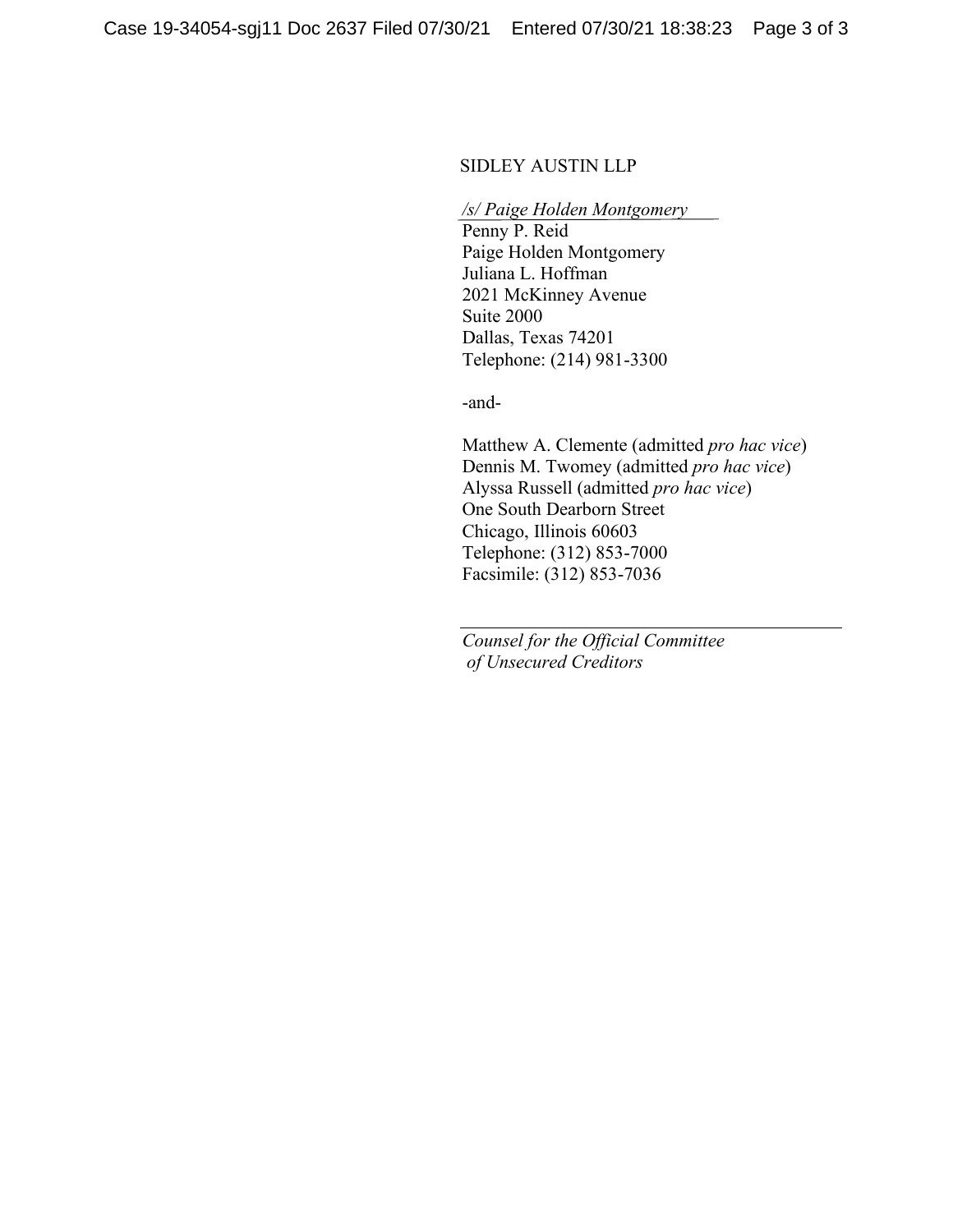SIDLEY AUSTIN LLP

*/s/ Paige Holden Montgomery*

Penny P. Reid
Paige Holden Montgomery
Juliana L. Hoffman
2021 McKinney Avenue
Suite 2000
Dallas, Texas 74201
Telephone: (214) 981-3300

-and-

Matthew A. Clemente (admitted *pro hac vice*)
Dennis M. Twomey (admitted *pro hac vice*)
Alyssa Russell (admitted *pro hac vice*)
One South Dearborn Street
Chicago, Illinois 60603
Telephone: (312) 853-7000
Facsimile: (312) 853-7036

---

*Counsel for the Official Committee of Unsecured Creditors*